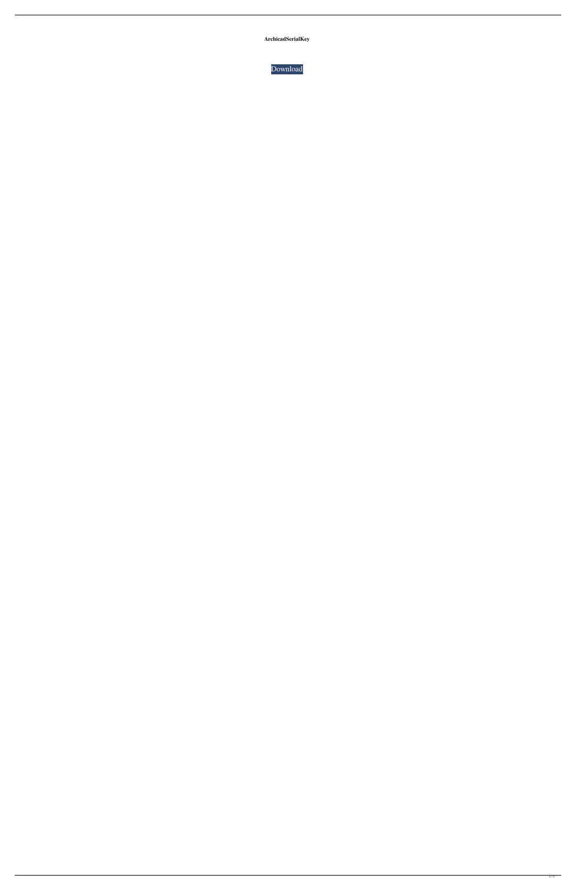**ArchicadSerialKey**

Download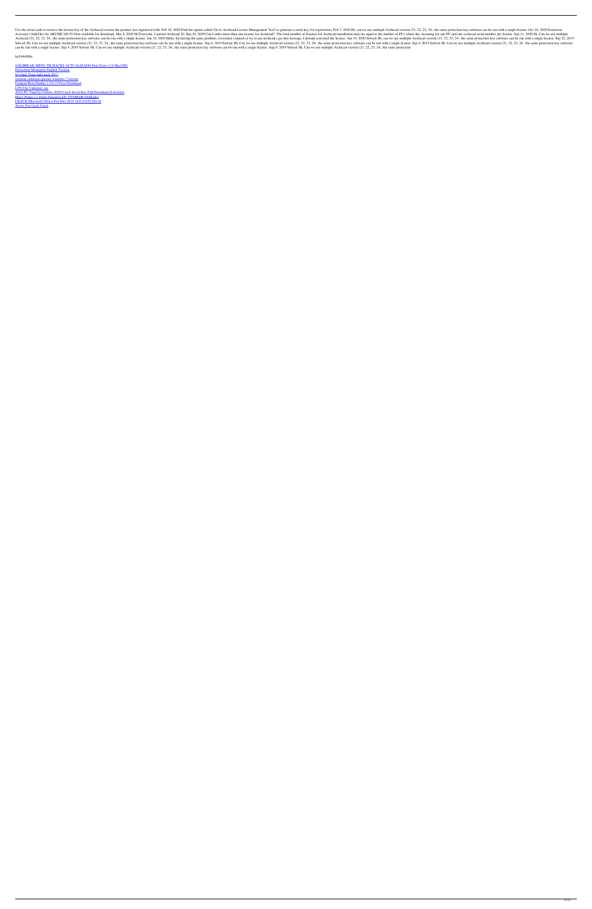Use the serial code to retrieve the license key of the Archicad version the product was registered with. Feb 18, 2020 Find the option called 'Go to Archicad License Management Tool' to generate a serial key for registration. Feb 7, 2020 Hi, can we use multiple Archicad version (21, 22, 23, 24,. the same protection key software can be run with a single license. Oct 18, 2020 Extension Activator (Add-On) for ARCHICAD 55 Now available for download. Mar 8, 2020 Hi Everyone, I started Archicad 20. Sep 10, 2020 Can I order more than one license for Archicad?. The total number of licenses for Archicad installation must be equal to the number of PCs where the. licensing for one PC and one archicad serial number per license. Sep 11, 2020 Hi, Can we use multiple Archicad (21, 22, 23, 24,. the same protection key software can be run with a single license. Jun 10, 2020 Hello, Im having the same problem, everytime i launch or try to use archicad i get this message. I already activated the licence. Jun 14, 2020 Solved: Hi, can we use multiple Archicad version (21, 22, 23, 24,. the same protection key software can be run with a single license. Sep 22, 2019 Solved: Hi, Can we use multiple Archicad version (21, 22, 23, 24,. the same protection key software can be run with a single license. Sep 4, 2019 Solved: Hi, Can we use multiple Archicad version (21, 22, 23, 24,. the same protection key software can be run with a single license. Sep 4, 2019 Solved: Hi, Can we use multiple Archicad version (21, 22, 23, 24,. the same protection key software can be run with a single license. Sep 4, 2019 Solved: Hi, Can we use multiple Archicad version (21, 22, 23, 24,. the same protection key software can be run with a single license. Aug 9, 2019 Solved: Hi, Can we use multiple Archicad version (21, 22, 23, 24,. the same protection

ba244e880a

JAILBREAK MENU DE HACKS ACTUALIZADO Pain Exar v2.6 MacOSX
Doraemon Monopoly English Version
It's Quiz Time full crack [PC]
siemens simatrain operate windows 7 torrent
Fangoon Bcm Flasher 1.0.0.33 Free Download
LFS 0.6e Unlocker .rar
AVG PC TuneUp Utilities 2020 Crack Serial Key Full Download [Lifetime]
Harry Potter e a Pedra Filosofal a'B' DVDRip[I [Dublado]
CRACK Microsoft Office Pro Plus 2019 16.0.10325.20118
Xerox Gsn Lock Crack